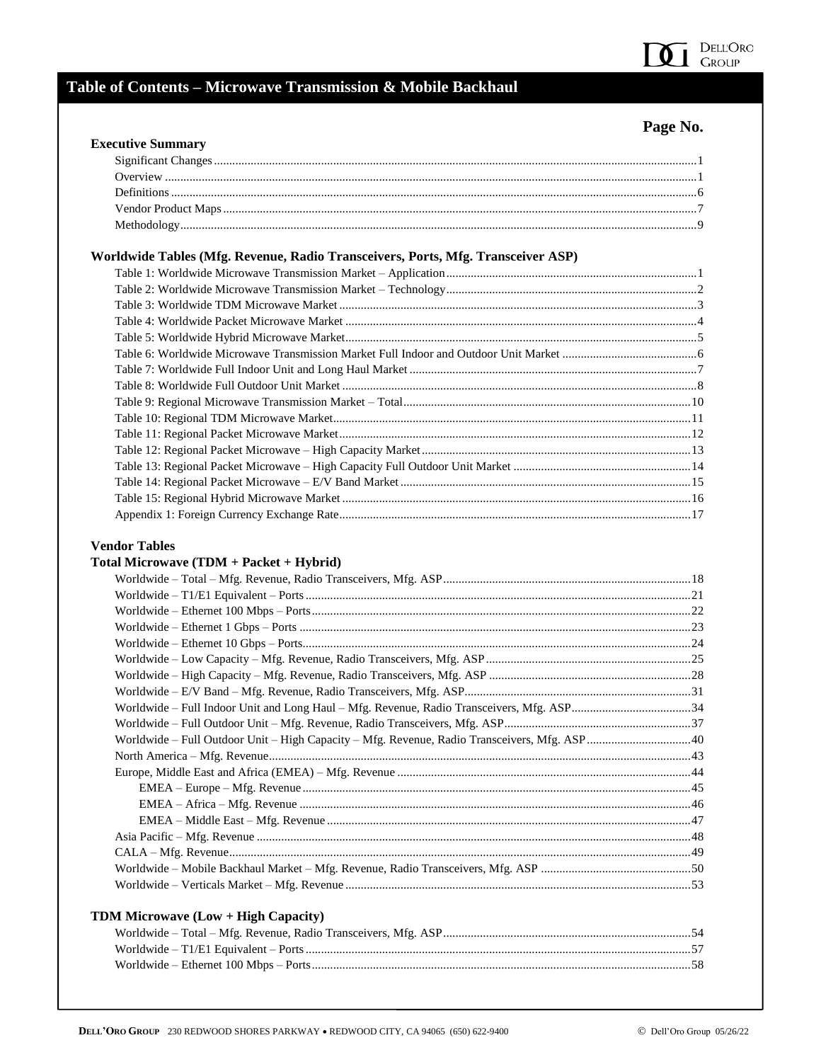# Table of Contents – Microwave Transmission & Mobile Backhaul

**Page No.**

## Executive Summary

- Significant Changes ... 1
- Overview ... 1
- Definitions ... 6
- Vendor Product Maps ... 7
- Methodology ... 9

## Worldwide Tables (Mfg. Revenue, Radio Transceivers, Ports, Mfg. Transceiver ASP)

- Table 1: Worldwide Microwave Transmission Market – Application ... 1
- Table 2: Worldwide Microwave Transmission Market – Technology ... 2
- Table 3: Worldwide TDM Microwave Market ... 3
- Table 4: Worldwide Packet Microwave Market ... 4
- Table 5: Worldwide Hybrid Microwave Market ... 5
- Table 6: Worldwide Microwave Transmission Market Full Indoor and Outdoor Unit Market ... 6
- Table 7: Worldwide Full Indoor Unit and Long Haul Market ... 7
- Table 8: Worldwide Full Outdoor Unit Market ... 8
- Table 9: Regional Microwave Transmission Market – Total ... 10
- Table 10: Regional TDM Microwave Market ... 11
- Table 11: Regional Packet Microwave Market ... 12
- Table 12: Regional Packet Microwave – High Capacity Market ... 13
- Table 13: Regional Packet Microwave – High Capacity Full Outdoor Unit Market ... 14
- Table 14: Regional Packet Microwave – E/V Band Market ... 15
- Table 15: Regional Hybrid Microwave Market ... 16
- Appendix 1: Foreign Currency Exchange Rate ... 17

## Vendor Tables

### Total Microwave (TDM + Packet + Hybrid)

- Worldwide – Total – Mfg. Revenue, Radio Transceivers, Mfg. ASP ... 18
- Worldwide – T1/E1 Equivalent – Ports ... 21
- Worldwide – Ethernet 100 Mbps – Ports ... 22
- Worldwide – Ethernet 1 Gbps – Ports ... 23
- Worldwide – Ethernet 10 Gbps – Ports ... 24
- Worldwide – Low Capacity – Mfg. Revenue, Radio Transceivers, Mfg. ASP ... 25
- Worldwide – High Capacity – Mfg. Revenue, Radio Transceivers, Mfg. ASP ... 28
- Worldwide – E/V Band – Mfg. Revenue, Radio Transceivers, Mfg. ASP ... 31
- Worldwide – Full Indoor Unit and Long Haul – Mfg. Revenue, Radio Transceivers, Mfg. ASP ... 34
- Worldwide – Full Outdoor Unit – Mfg. Revenue, Radio Transceivers, Mfg. ASP ... 37
- Worldwide – Full Outdoor Unit – High Capacity – Mfg. Revenue, Radio Transceivers, Mfg. ASP ... 40
- North America – Mfg. Revenue ... 43
- Europe, Middle East and Africa (EMEA) – Mfg. Revenue ... 44
  - EMEA – Europe – Mfg. Revenue ... 45
  - EMEA – Africa – Mfg. Revenue ... 46
  - EMEA – Middle East – Mfg. Revenue ... 47
- Asia Pacific – Mfg. Revenue ... 48
- CALA – Mfg. Revenue ... 49
- Worldwide – Mobile Backhaul Market – Mfg. Revenue, Radio Transceivers, Mfg. ASP ... 50
- Worldwide – Verticals Market – Mfg. Revenue ... 53

### TDM Microwave (Low + High Capacity)

- Worldwide – Total – Mfg. Revenue, Radio Transceivers, Mfg. ASP ... 54
- Worldwide – T1/E1 Equivalent – Ports ... 57
- Worldwide – Ethernet 100 Mbps – Ports ... 58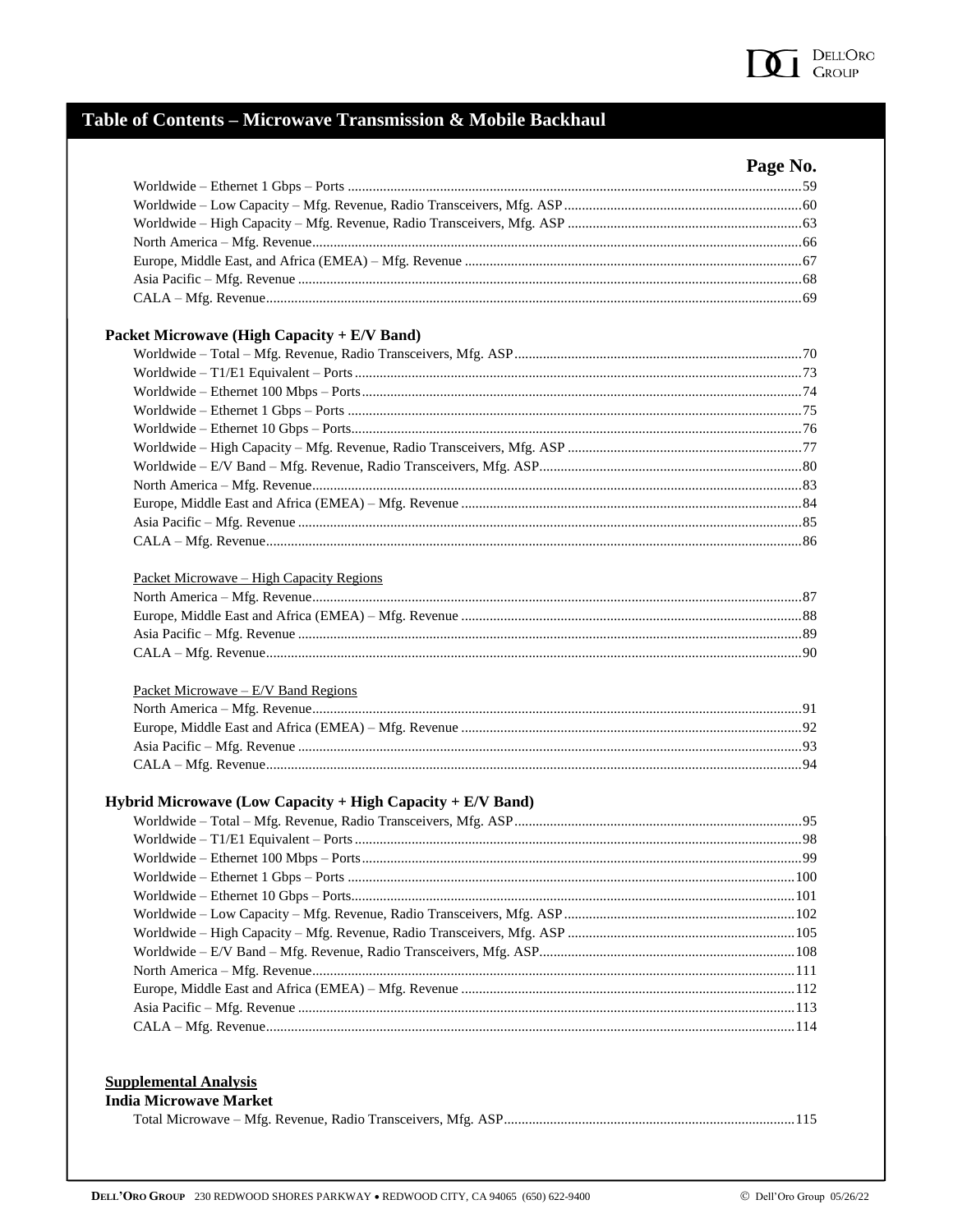# Table of Contents – Microwave Transmission & Mobile Backhaul

| | Page No. |
|---|---|
| Worldwide – Ethernet 1 Gbps – Ports | 59 |
| Worldwide – Low Capacity – Mfg. Revenue, Radio Transceivers, Mfg. ASP | 60 |
| Worldwide – High Capacity – Mfg. Revenue, Radio Transceivers, Mfg. ASP | 63 |
| North America – Mfg. Revenue | 66 |
| Europe, Middle East, and Africa (EMEA) – Mfg. Revenue | 67 |
| Asia Pacific – Mfg. Revenue | 68 |
| CALA – Mfg. Revenue | 69 |

**Packet Microwave (High Capacity + E/V Band)**

| | |
|---|---|
| Worldwide – Total – Mfg. Revenue, Radio Transceivers, Mfg. ASP | 70 |
| Worldwide – T1/E1 Equivalent – Ports | 73 |
| Worldwide – Ethernet 100 Mbps – Ports | 74 |
| Worldwide – Ethernet 1 Gbps – Ports | 75 |
| Worldwide – Ethernet 10 Gbps – Ports | 76 |
| Worldwide – High Capacity – Mfg. Revenue, Radio Transceivers, Mfg. ASP | 77 |
| Worldwide – E/V Band – Mfg. Revenue, Radio Transceivers, Mfg. ASP | 80 |
| North America – Mfg. Revenue | 83 |
| Europe, Middle East and Africa (EMEA) – Mfg. Revenue | 84 |
| Asia Pacific – Mfg. Revenue | 85 |
| CALA – Mfg. Revenue | 86 |

Packet Microwave – High Capacity Regions

| | |
|---|---|
| North America – Mfg. Revenue | 87 |
| Europe, Middle East and Africa (EMEA) – Mfg. Revenue | 88 |
| Asia Pacific – Mfg. Revenue | 89 |
| CALA – Mfg. Revenue | 90 |

Packet Microwave – E/V Band Regions

| | |
|---|---|
| North America – Mfg. Revenue | 91 |
| Europe, Middle East and Africa (EMEA) – Mfg. Revenue | 92 |
| Asia Pacific – Mfg. Revenue | 93 |
| CALA – Mfg. Revenue | 94 |

**Hybrid Microwave (Low Capacity + High Capacity + E/V Band)**

| | |
|---|---|
| Worldwide – Total – Mfg. Revenue, Radio Transceivers, Mfg. ASP | 95 |
| Worldwide – T1/E1 Equivalent – Ports | 98 |
| Worldwide – Ethernet 100 Mbps – Ports | 99 |
| Worldwide – Ethernet 1 Gbps – Ports | 100 |
| Worldwide – Ethernet 10 Gbps – Ports | 101 |
| Worldwide – Low Capacity – Mfg. Revenue, Radio Transceivers, Mfg. ASP | 102 |
| Worldwide – High Capacity – Mfg. Revenue, Radio Transceivers, Mfg. ASP | 105 |
| Worldwide – E/V Band – Mfg. Revenue, Radio Transceivers, Mfg. ASP | 108 |
| North America – Mfg. Revenue | 111 |
| Europe, Middle East and Africa (EMEA) – Mfg. Revenue | 112 |
| Asia Pacific – Mfg. Revenue | 113 |
| CALA – Mfg. Revenue | 114 |

**Supplemental Analysis**

**India Microwave Market**

| | |
|---|---|
| Total Microwave – Mfg. Revenue, Radio Transceivers, Mfg. ASP | 115 |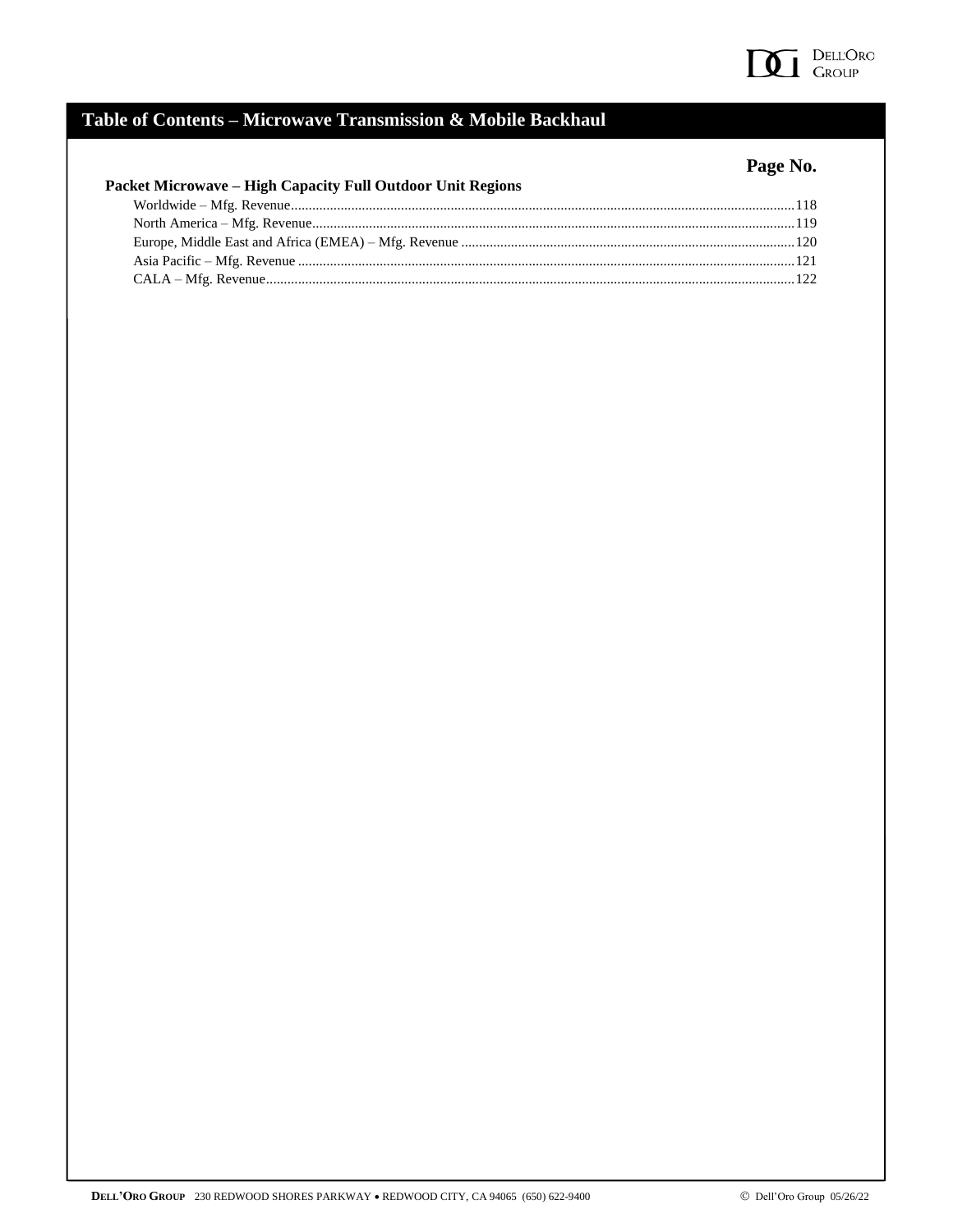## Table of Contents – Microwave Transmission & Mobile Backhaul

**Page No.**

**Packet Microwave – High Capacity Full Outdoor Unit Regions**

| | |
|---|---|
| Worldwide – Mfg. Revenue | 118 |
| North America – Mfg. Revenue | 119 |
| Europe, Middle East and Africa (EMEA) – Mfg. Revenue | 120 |
| Asia Pacific – Mfg. Revenue | 121 |
| CALA – Mfg. Revenue | 122 |